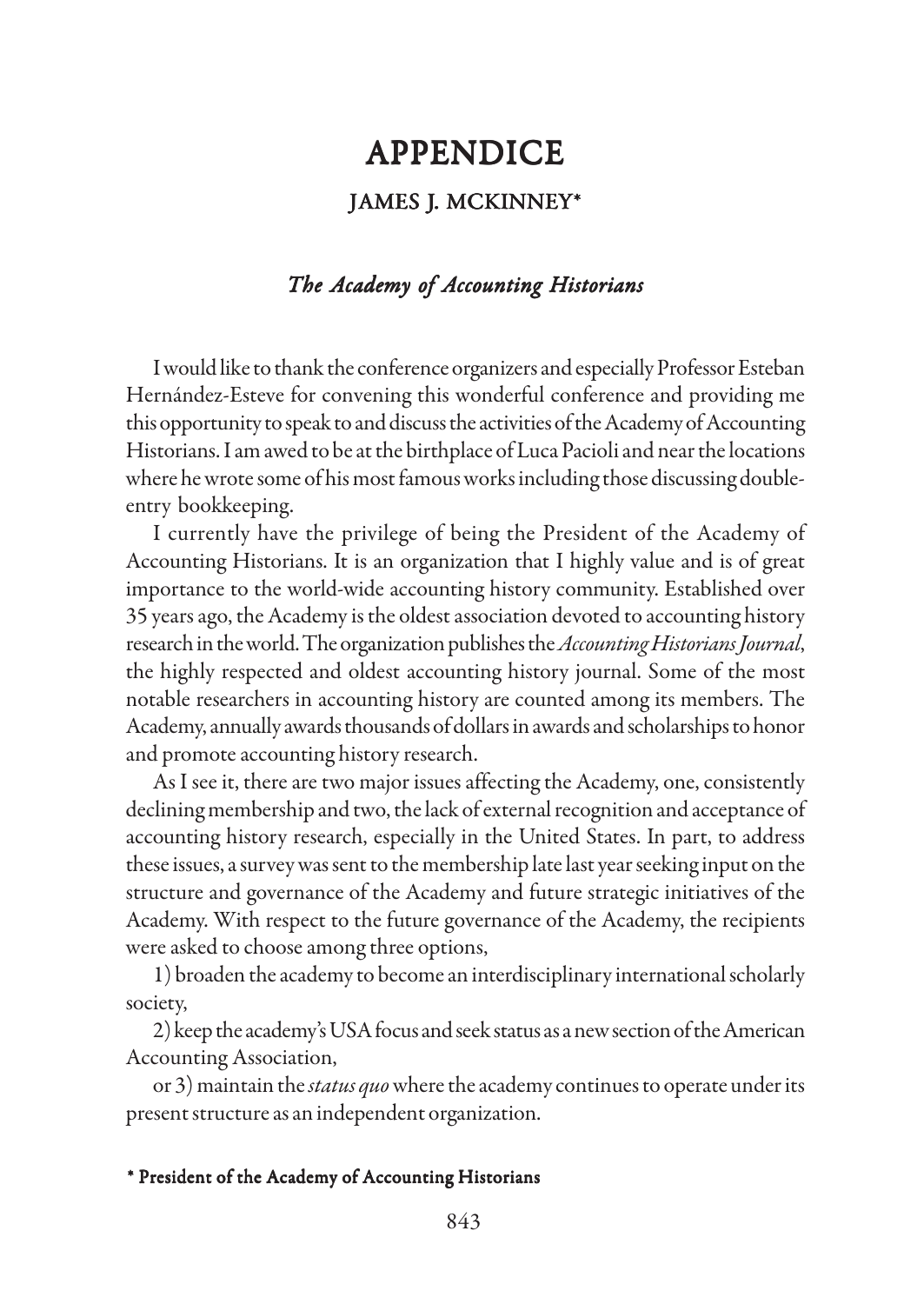# APPENDICE

## JAMES J. MCKINNEY*

### *The Academy of Accounting Historians*

I would like to thank the conference organizers and especially Professor Esteban Hernández-Esteve for convening this wonderful conference and providing me this opportunity to speak to and discuss the activities of the Academy of Accounting Historians. I am awed to be at the birthplace of Luca Pacioli and near the locations where he wrote some of his most famous works including those discussing double-entry bookkeeping.

I currently have the privilege of being the President of the Academy of Accounting Historians. It is an organization that I highly value and is of great importance to the world-wide accounting history community. Established over 35 years ago, the Academy is the oldest association devoted to accounting history research in the world. The organization publishes the *Accounting Historians Journal*, the highly respected and oldest accounting history journal. Some of the most notable researchers in accounting history are counted among its members. The Academy, annually awards thousands of dollars in awards and scholarships to honor and promote accounting history research.

As I see it, there are two major issues affecting the Academy, one, consistently declining membership and two, the lack of external recognition and acceptance of accounting history research, especially in the United States. In part, to address these issues, a survey was sent to the membership late last year seeking input on the structure and governance of the Academy and future strategic initiatives of the Academy. With respect to the future governance of the Academy, the recipients were asked to choose among three options,

1) broaden the academy to become an interdisciplinary international scholarly society,

2) keep the academy's USA focus and seek status as a new section of the American Accounting Association,

or 3) maintain the *status quo* where the academy continues to operate under its present structure as an independent organization.

**\* President of the Academy of Accounting Historians**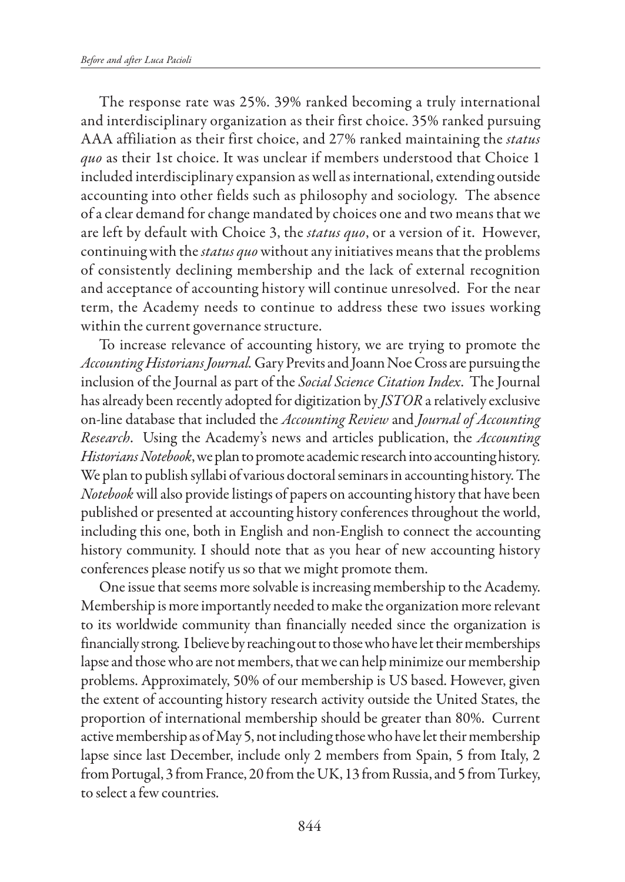The response rate was 25%. 39% ranked becoming a truly international and interdisciplinary organization as their first choice. 35% ranked pursuing AAA affiliation as their first choice, and 27% ranked maintaining the *status quo* as their 1st choice. It was unclear if members understood that Choice 1 included interdisciplinary expansion as well as international, extending outside accounting into other fields such as philosophy and sociology. The absence of a clear demand for change mandated by choices one and two means that we are left by default with Choice 3, the *status quo*, or a version of it. However, continuing with the *status quo* without any initiatives means that the problems of consistently declining membership and the lack of external recognition and acceptance of accounting history will continue unresolved. For the near term, the Academy needs to continue to address these two issues working within the current governance structure.

To increase relevance of accounting history, we are trying to promote the *Accounting Historians Journal*. Gary Previts and Joann Noe Cross are pursuing the inclusion of the Journal as part of the *Social Science Citation Index*. The Journal has already been recently adopted for digitization by *JSTOR* a relatively exclusive on-line database that included the *Accounting Review* and *Journal of Accounting Research*. Using the Academy's news and articles publication, the *Accounting Historians Notebook*, we plan to promote academic research into accounting history. We plan to publish syllabi of various doctoral seminars in accounting history. The *Notebook* will also provide listings of papers on accounting history that have been published or presented at accounting history conferences throughout the world, including this one, both in English and non-English to connect the accounting history community. I should note that as you hear of new accounting history conferences please notify us so that we might promote them.

One issue that seems more solvable is increasing membership to the Academy. Membership is more importantly needed to make the organization more relevant to its worldwide community than financially needed since the organization is financially strong. I believe by reaching out to those who have let their memberships lapse and those who are not members, that we can help minimize our membership problems. Approximately, 50% of our membership is US based. However, given the extent of accounting history research activity outside the United States, the proportion of international membership should be greater than 80%. Current active membership as of May 5, not including those who have let their membership lapse since last December, include only 2 members from Spain, 5 from Italy, 2 from Portugal, 3 from France, 20 from the UK, 13 from Russia, and 5 from Turkey, to select a few countries.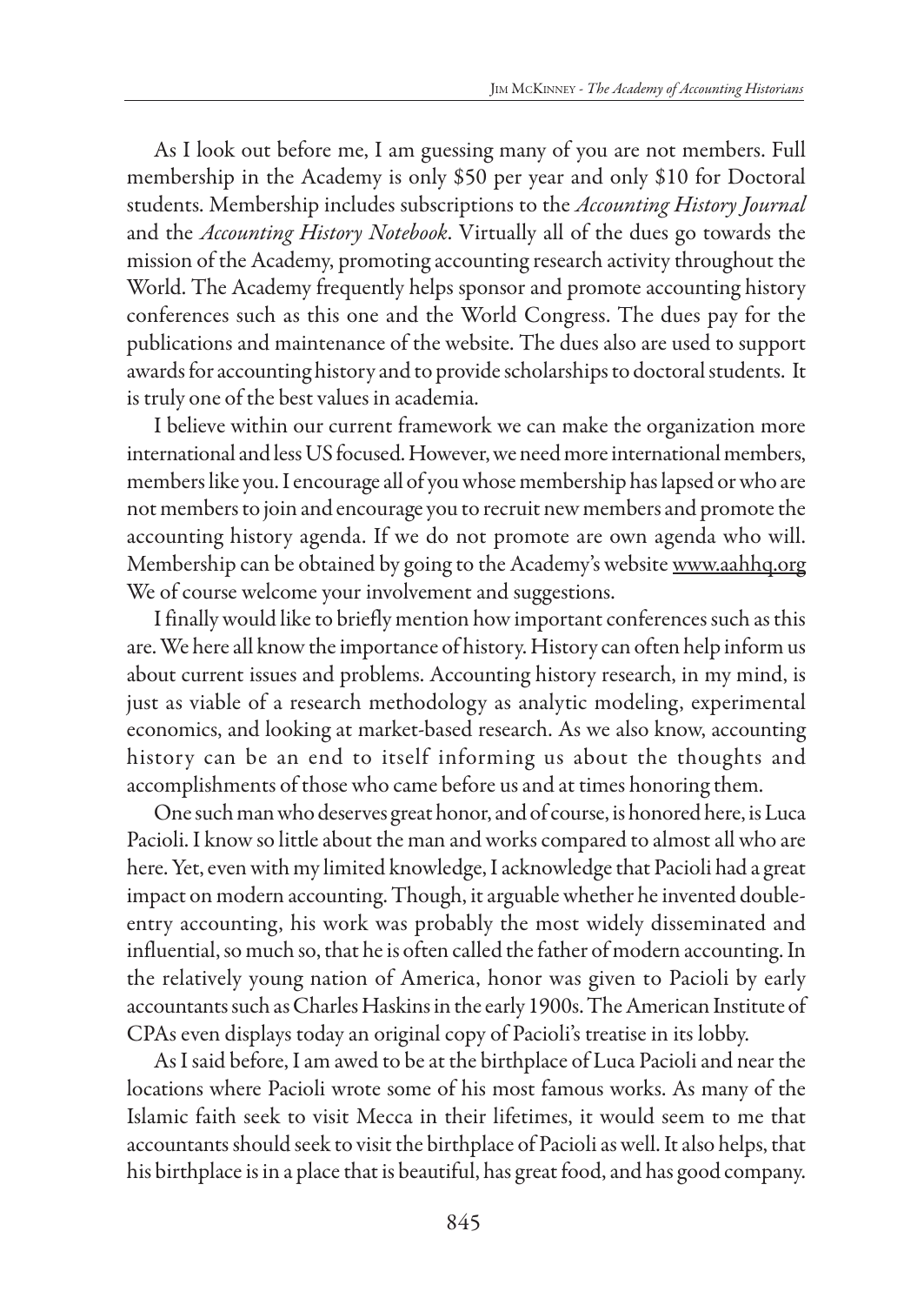As I look out before me, I am guessing many of you are not members. Full membership in the Academy is only $50 per year and only $10 for Doctoral students. Membership includes subscriptions to the *Accounting History Journal* and the *Accounting History Notebook*. Virtually all of the dues go towards the mission of the Academy, promoting accounting research activity throughout the World. The Academy frequently helps sponsor and promote accounting history conferences such as this one and the World Congress. The dues pay for the publications and maintenance of the website. The dues also are used to support awards for accounting history and to provide scholarships to doctoral students. It is truly one of the best values in academia.

I believe within our current framework we can make the organization more international and less US focused. However, we need more international members, members like you. I encourage all of you whose membership has lapsed or who are not members to join and encourage you to recruit new members and promote the accounting history agenda. If we do not promote are own agenda who will. Membership can be obtained by going to the Academy's website www.aahhq.org We of course welcome your involvement and suggestions.

I finally would like to briefly mention how important conferences such as this are. We here all know the importance of history. History can often help inform us about current issues and problems. Accounting history research, in my mind, is just as viable of a research methodology as analytic modeling, experimental economics, and looking at market-based research. As we also know, accounting history can be an end to itself informing us about the thoughts and accomplishments of those who came before us and at times honoring them.

One such man who deserves great honor, and of course, is honored here, is Luca Pacioli. I know so little about the man and works compared to almost all who are here. Yet, even with my limited knowledge, I acknowledge that Pacioli had a great impact on modern accounting. Though, it arguable whether he invented double-entry accounting, his work was probably the most widely disseminated and influential, so much so, that he is often called the father of modern accounting. In the relatively young nation of America, honor was given to Pacioli by early accountants such as Charles Haskins in the early 1900s. The American Institute of CPAs even displays today an original copy of Pacioli's treatise in its lobby.

As I said before, I am awed to be at the birthplace of Luca Pacioli and near the locations where Pacioli wrote some of his most famous works. As many of the Islamic faith seek to visit Mecca in their lifetimes, it would seem to me that accountants should seek to visit the birthplace of Pacioli as well. It also helps, that his birthplace is in a place that is beautiful, has great food, and has good company.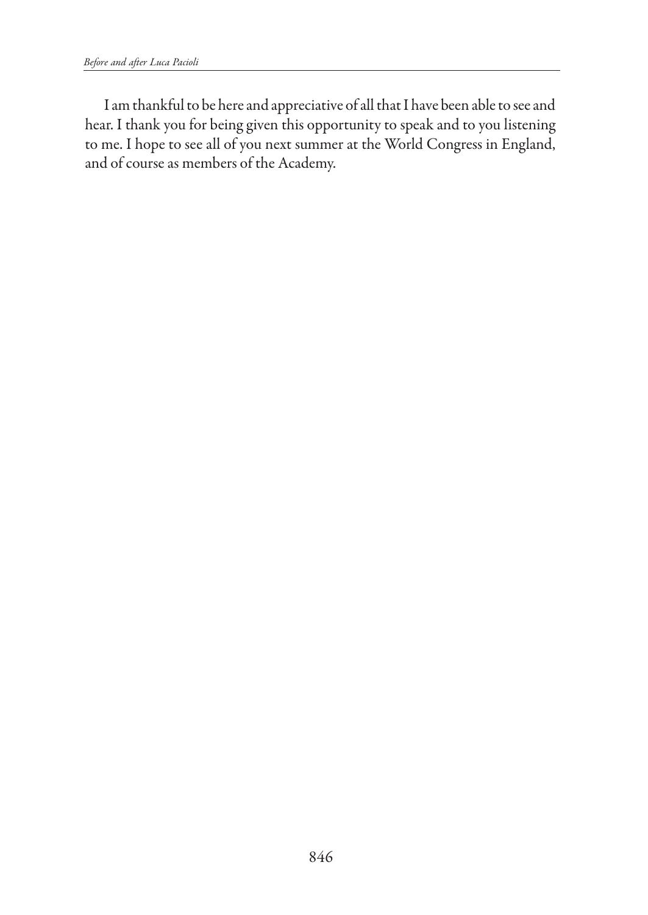I am thankful to be here and appreciative of all that I have been able to see and hear. I thank you for being given this opportunity to speak and to you listening to me. I hope to see all of you next summer at the World Congress in England, and of course as members of the Academy.